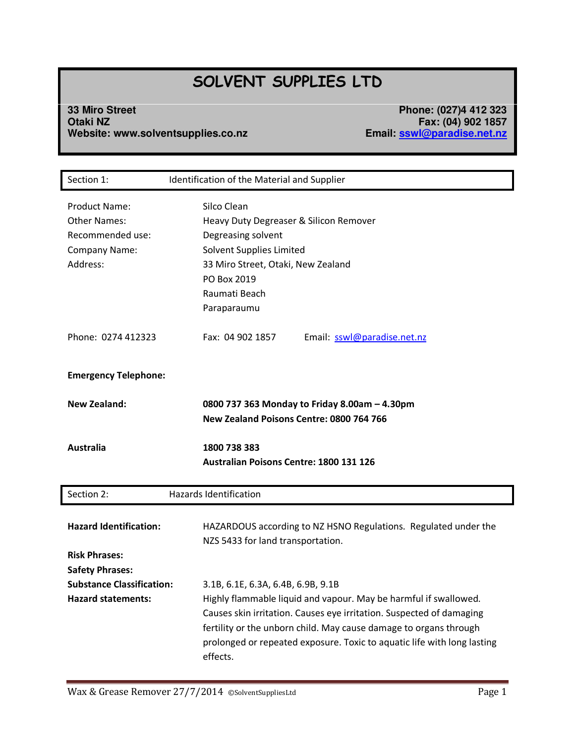# SOLVENT SUPPLIES LTD

**33 Miro Street**
**Otaki NZ**
**Website: www.solventsupplies.co.nz**

**Phone: (027)4 412 323**
**Fax: (04) 902 1857**
**Email: sswl@paradise.net.nz**

## Section 1: Identification of the Material and Supplier

| | |
|---|---|
| Product Name: | Silco Clean |
| Other Names: | Heavy Duty Degreaser & Silicon Remover |
| Recommended use: | Degreasing solvent |
| Company Name: | Solvent Supplies Limited |
| Address: | 33 Miro Street, Otaki, New Zealand<br>PO Box 2019<br>Raumati Beach<br>Paraparaumu |

Phone: 0274 412323    Fax: 04 902 1857    Email: sswl@paradise.net.nz

**Emergency Telephone:**

| | |
|---|---|
| **New Zealand:** | **0800 737 363 Monday to Friday 8.00am – 4.30pm**<br>**New Zealand Poisons Centre: 0800 764 766** |
| **Australia** | **1800 738 383**<br>**Australian Poisons Centre: 1800 131 126** |

## Section 2: Hazards Identification

| | |
|---|---|
| **Hazard Identification:** | HAZARDOUS according to NZ HSNO Regulations. Regulated under the NZS 5433 for land transportation. |
| **Risk Phrases:** | |
| **Safety Phrases:** | |
| **Substance Classification:** | 3.1B, 6.1E, 6.3A, 6.4B, 6.9B, 9.1B |
| **Hazard statements:** | Highly flammable liquid and vapour. May be harmful if swallowed. Causes skin irritation. Causes eye irritation. Suspected of damaging fertility or the unborn child. May cause damage to organs through prolonged or repeated exposure. Toxic to aquatic life with long lasting effects. |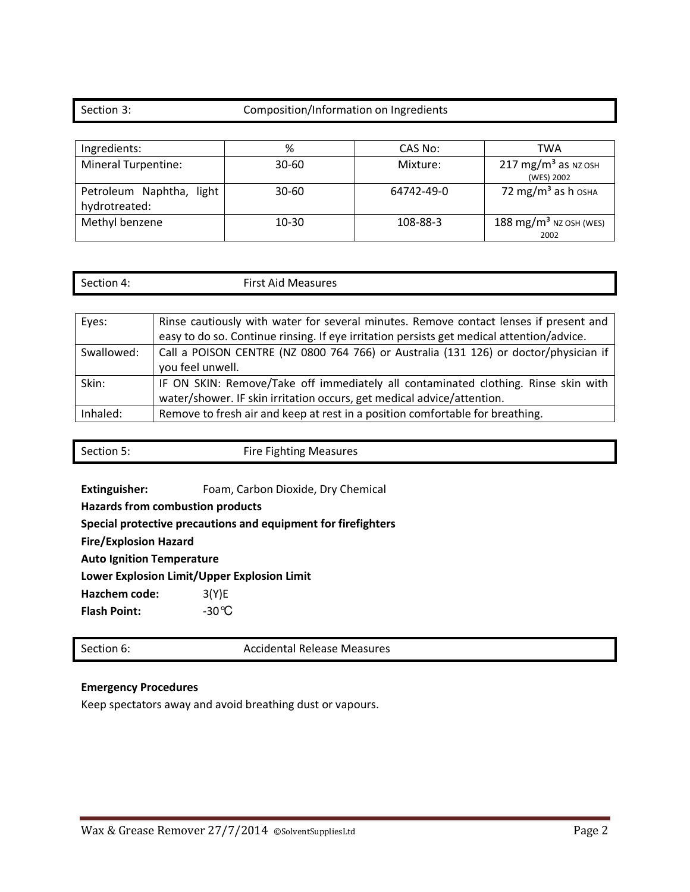## Section 3: Composition/Information on Ingredients

| Ingredients: | % | CAS No: | TWA |
|---|---|---|---|
| Mineral Turpentine: | 30-60 | Mixture: | 217 $mg/m^3$ as NZ OSH (WES) 2002 |
| Petroleum Naphtha, light hydrotreated: | 30-60 | 64742-49-0 | 72 $mg/m^3$ as h OSHA |
| Methyl benzene | 10-30 | 108-88-3 | 188 $mg/m^3$ NZ OSH (WES) 2002 |

## Section 4: First Aid Measures

| | |
|---|---|
| Eyes: | Rinse cautiously with water for several minutes. Remove contact lenses if present and easy to do so. Continue rinsing. If eye irritation persists get medical attention/advice. |
| Swallowed: | Call a POISON CENTRE (NZ 0800 764 766) or Australia (131 126) or doctor/physician if you feel unwell. |
| Skin: | IF ON SKIN: Remove/Take off immediately all contaminated clothing. Rinse skin with water/shower. IF skin irritation occurs, get medical advice/attention. |
| Inhaled: | Remove to fresh air and keep at rest in a position comfortable for breathing. |

## Section 5: Fire Fighting Measures

**Extinguisher:** Foam, Carbon Dioxide, Dry Chemical

**Hazards from combustion products**

**Special protective precautions and equipment for firefighters**

**Fire/Explosion Hazard**

**Auto Ignition Temperature**

**Lower Explosion Limit/Upper Explosion Limit**

**Hazchem code:** 3(Y)E

**Flash Point:** -30℃

## Section 6: Accidental Release Measures

**Emergency Procedures**

Keep spectators away and avoid breathing dust or vapours.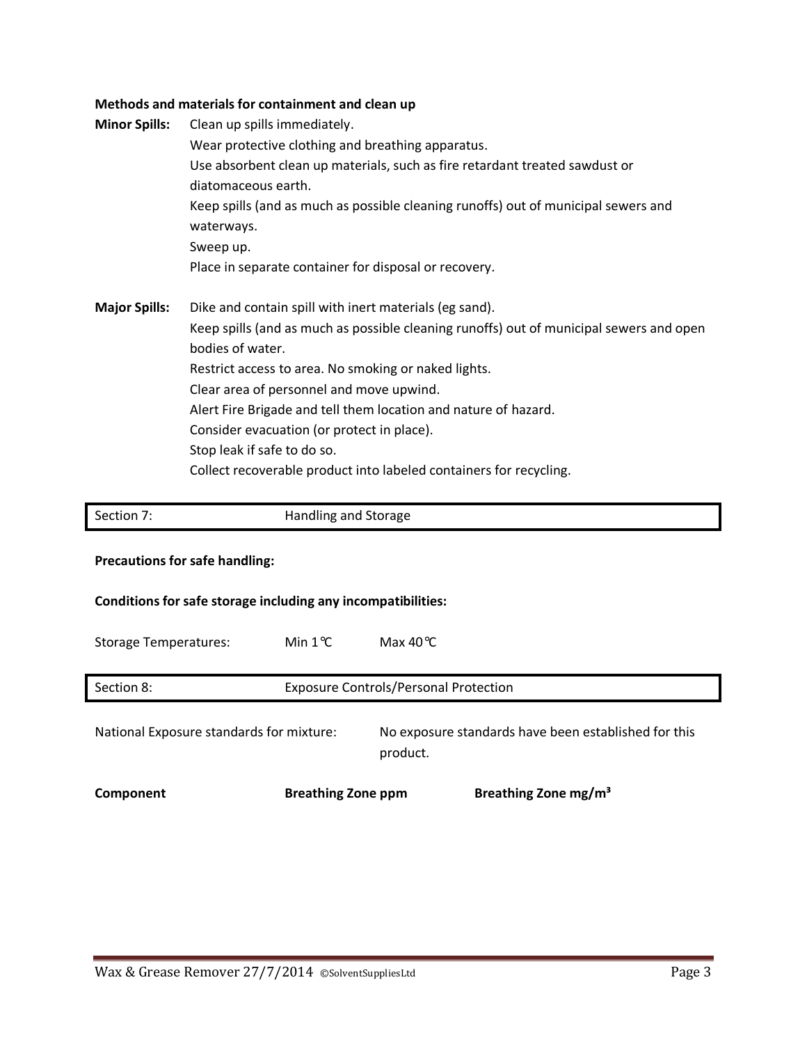**Methods and materials for containment and clean up**

**Minor Spills:** Clean up spills immediately.
Wear protective clothing and breathing apparatus.
Use absorbent clean up materials, such as fire retardant treated sawdust or diatomaceous earth.
Keep spills (and as much as possible cleaning runoffs) out of municipal sewers and waterways.
Sweep up.
Place in separate container for disposal or recovery.

**Major Spills:** Dike and contain spill with inert materials (eg sand).
Keep spills (and as much as possible cleaning runoffs) out of municipal sewers and open bodies of water.
Restrict access to area. No smoking or naked lights.
Clear area of personnel and move upwind.
Alert Fire Brigade and tell them location and nature of hazard.
Consider evacuation (or protect in place).
Stop leak if safe to do so.
Collect recoverable product into labeled containers for recycling.

## Section 7: Handling and Storage

**Precautions for safe handling:**

**Conditions for safe storage including any incompatibilities:**

Storage Temperatures: Min 1℃ Max 40℃

## Section 8: Exposure Controls/Personal Protection

National Exposure standards for mixture: No exposure standards have been established for this product.

| Component | Breathing Zone ppm | Breathing Zone mg/m³ |
|---|---|---|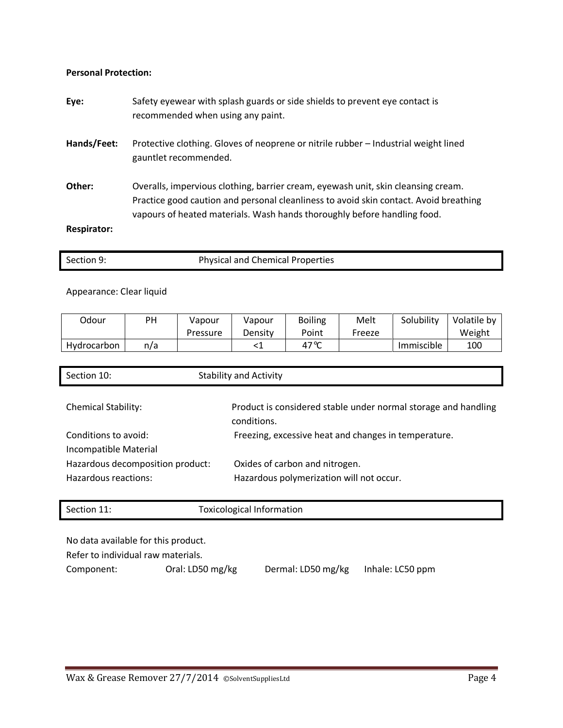**Personal Protection:**

**Eye:** Safety eyewear with splash guards or side shields to prevent eye contact is recommended when using any paint.

**Hands/Feet:** Protective clothing. Gloves of neoprene or nitrile rubber – Industrial weight lined gauntlet recommended.

**Other:** Overalls, impervious clothing, barrier cream, eyewash unit, skin cleansing cream. Practice good caution and personal cleanliness to avoid skin contact. Avoid breathing vapours of heated materials. Wash hands thoroughly before handling food.

**Respirator:**

## Section 9: Physical and Chemical Properties

Appearance: Clear liquid

| Odour | PH | Vapour Pressure | Vapour Density | Boiling Point | Melt Freeze | Solubility | Volatile by Weight |
|---|---|---|---|---|---|---|---|
| Hydrocarbon | n/a | | <1 | 47℃ | | Immiscible | 100 |

## Section 10: Stability and Activity

Chemical Stability: Product is considered stable under normal storage and handling conditions.

Conditions to avoid: Freezing, excessive heat and changes in temperature.

Incompatible Material

Hazardous decomposition product: Oxides of carbon and nitrogen.

Hazardous reactions: Hazardous polymerization will not occur.

## Section 11: Toxicological Information

No data available for this product.

Refer to individual raw materials.

Component: Oral: LD50 mg/kg Dermal: LD50 mg/kg Inhale: LC50 ppm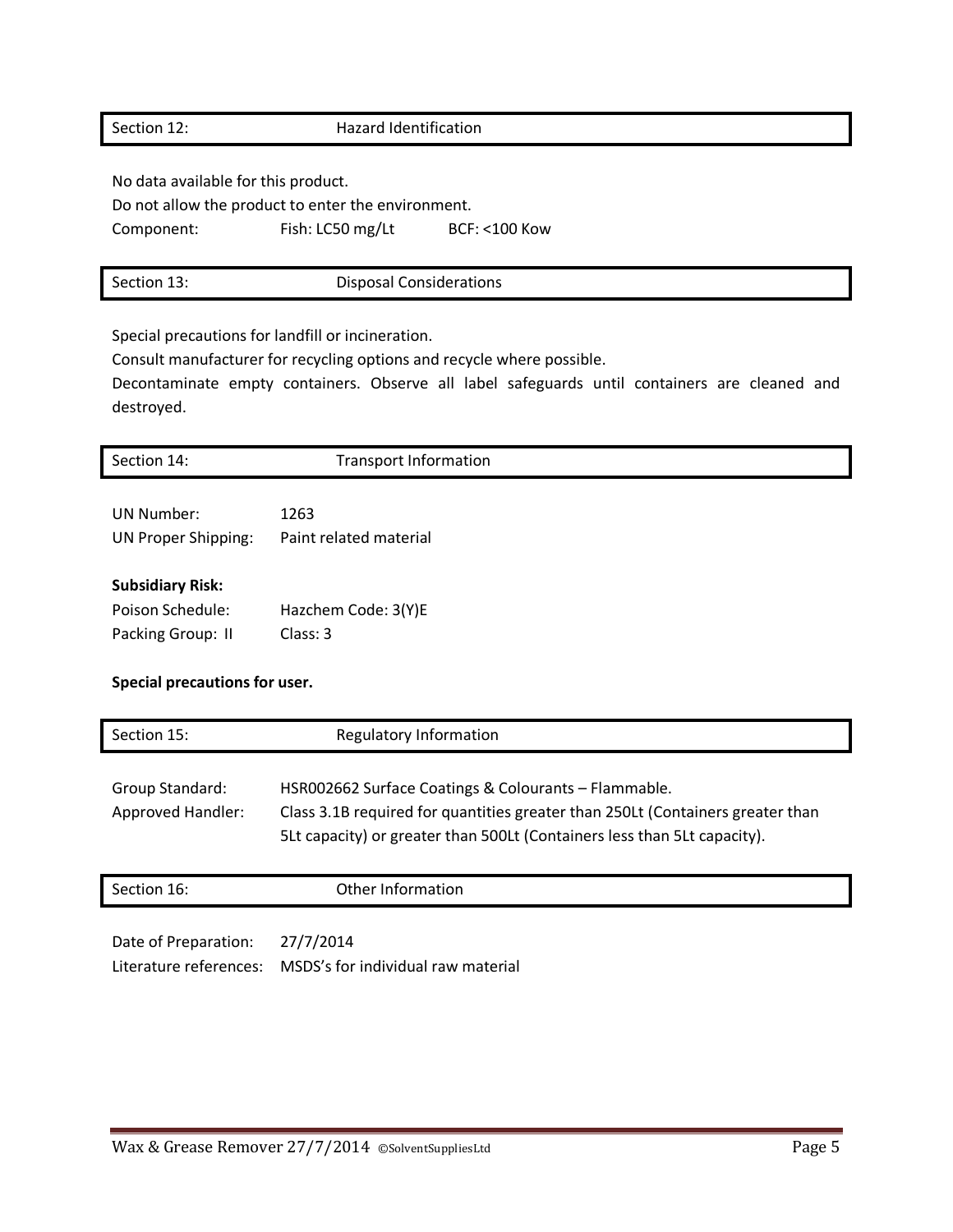## Section 12: Hazard Identification

No data available for this product.

Do not allow the product to enter the environment.

Component: Fish: LC50 mg/Lt BCF: <100 Kow

## Section 13: Disposal Considerations

Special precautions for landfill or incineration.

Consult manufacturer for recycling options and recycle where possible.

Decontaminate empty containers. Observe all label safeguards until containers are cleaned and destroyed.

## Section 14: Transport Information

UN Number: 1263

UN Proper Shipping: Paint related material

**Subsidiary Risk:**

Poison Schedule: Hazchem Code: 3(Y)E

Packing Group: II Class: 3

**Special precautions for user.**

## Section 15: Regulatory Information

Group Standard: HSR002662 Surface Coatings & Colourants – Flammable.

Approved Handler: Class 3.1B required for quantities greater than 250Lt (Containers greater than 5Lt capacity) or greater than 500Lt (Containers less than 5Lt capacity).

## Section 16: Other Information

Date of Preparation: 27/7/2014

Literature references: MSDS's for individual raw material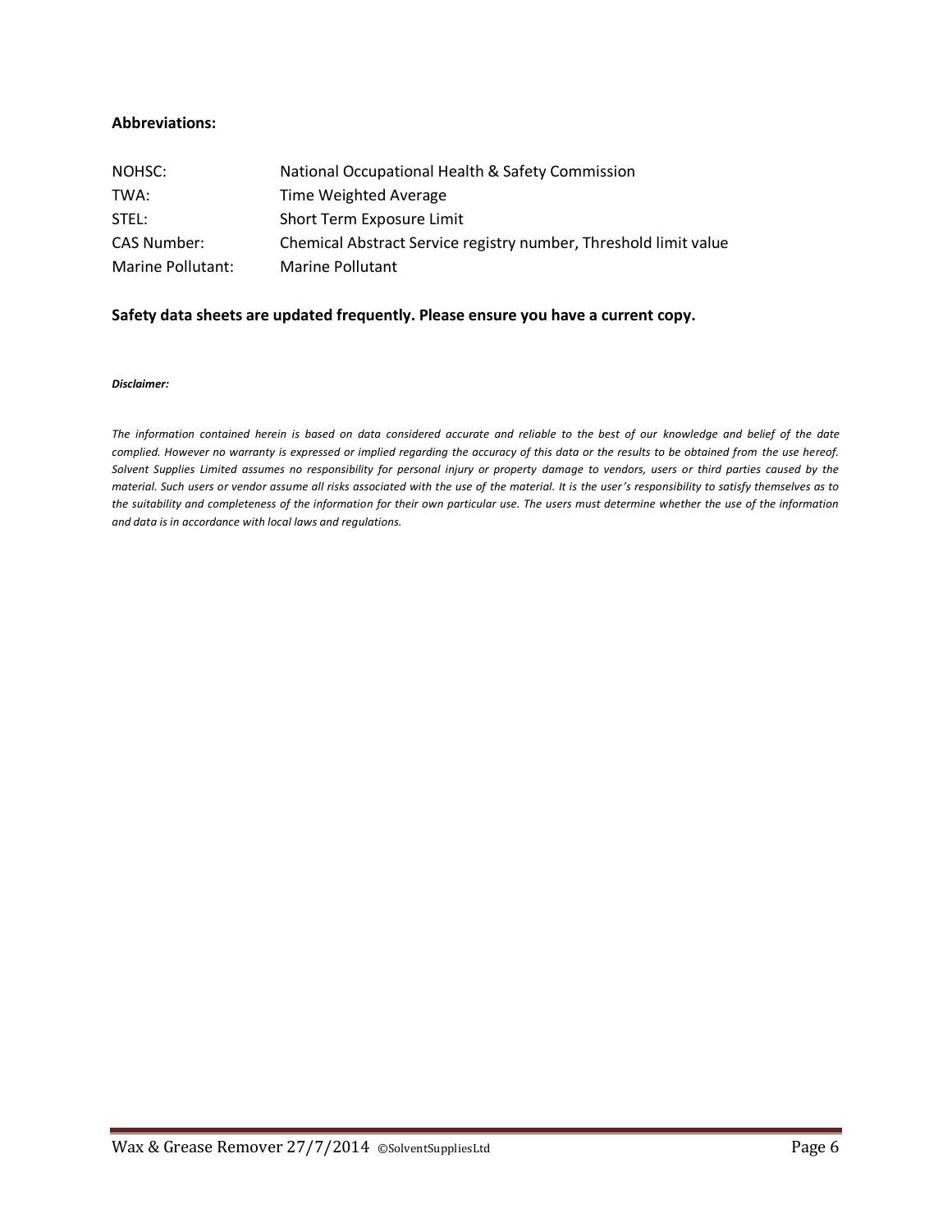**Abbreviations:**

| | |
|---|---|
| NOHSC: | National Occupational Health & Safety Commission |
| TWA: | Time Weighted Average |
| STEL: | Short Term Exposure Limit |
| CAS Number: | Chemical Abstract Service registry number, Threshold limit value |
| Marine Pollutant: | Marine Pollutant |

**Safety data sheets are updated frequently. Please ensure you have a current copy.**

***Disclaimer:***

*The information contained herein is based on data considered accurate and reliable to the best of our knowledge and belief of the date complied. However no warranty is expressed or implied regarding the accuracy of this data or the results to be obtained from the use hereof. Solvent Supplies Limited assumes no responsibility for personal injury or property damage to vendors, users or third parties caused by the material. Such users or vendor assume all risks associated with the use of the material. It is the user's responsibility to satisfy themselves as to the suitability and completeness of the information for their own particular use. The users must determine whether the use of the information and data is in accordance with local laws and regulations.*